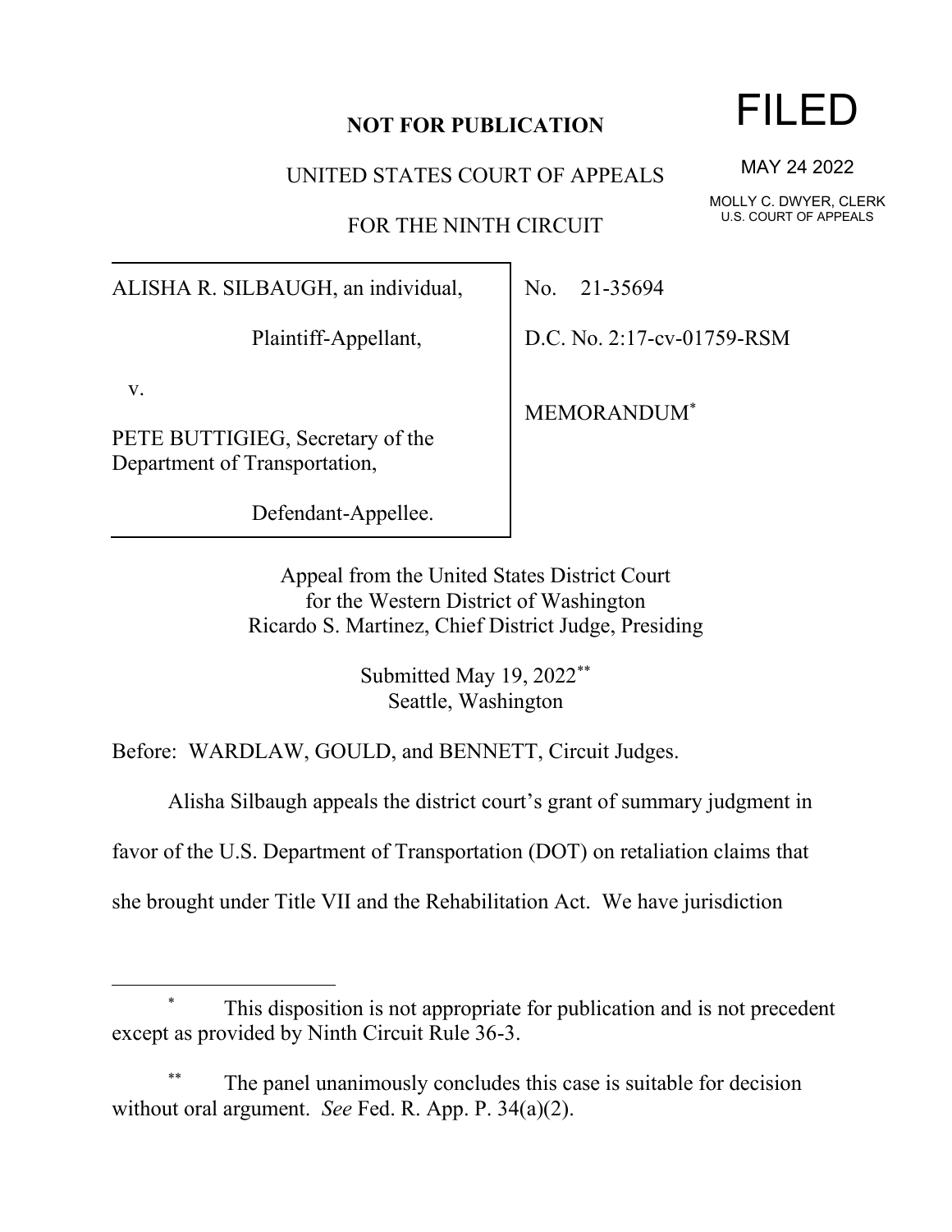**NOT FOR PUBLICATION**

UNITED STATES COURT OF APPEALS

FOR THE NINTH CIRCUIT

FILED

MAY 24 2022

MOLLY C. DWYER, CLERK
U.S. COURT OF APPEALS

| | |
|---|---|
| ALISHA R. SILBAUGH, an individual,<br><br>Plaintiff-Appellant,<br><br>v.<br><br>PETE BUTTIGIEG, Secretary of the Department of Transportation,<br><br>Defendant-Appellee. | No. 21-35694<br><br>D.C. No. 2:17-cv-01759-RSM<br><br>MEMORANDUM* |

Appeal from the United States District Court
for the Western District of Washington
Ricardo S. Martinez, Chief District Judge, Presiding

Submitted May 19, 2022**
Seattle, Washington

Before: WARDLAW, GOULD, and BENNETT, Circuit Judges.

Alisha Silbaugh appeals the district court's grant of summary judgment in favor of the U.S. Department of Transportation (DOT) on retaliation claims that she brought under Title VII and the Rehabilitation Act. We have jurisdiction

---

\* This disposition is not appropriate for publication and is not precedent except as provided by Ninth Circuit Rule 36-3.

\*\* The panel unanimously concludes this case is suitable for decision without oral argument. *See* Fed. R. App. P. 34(a)(2).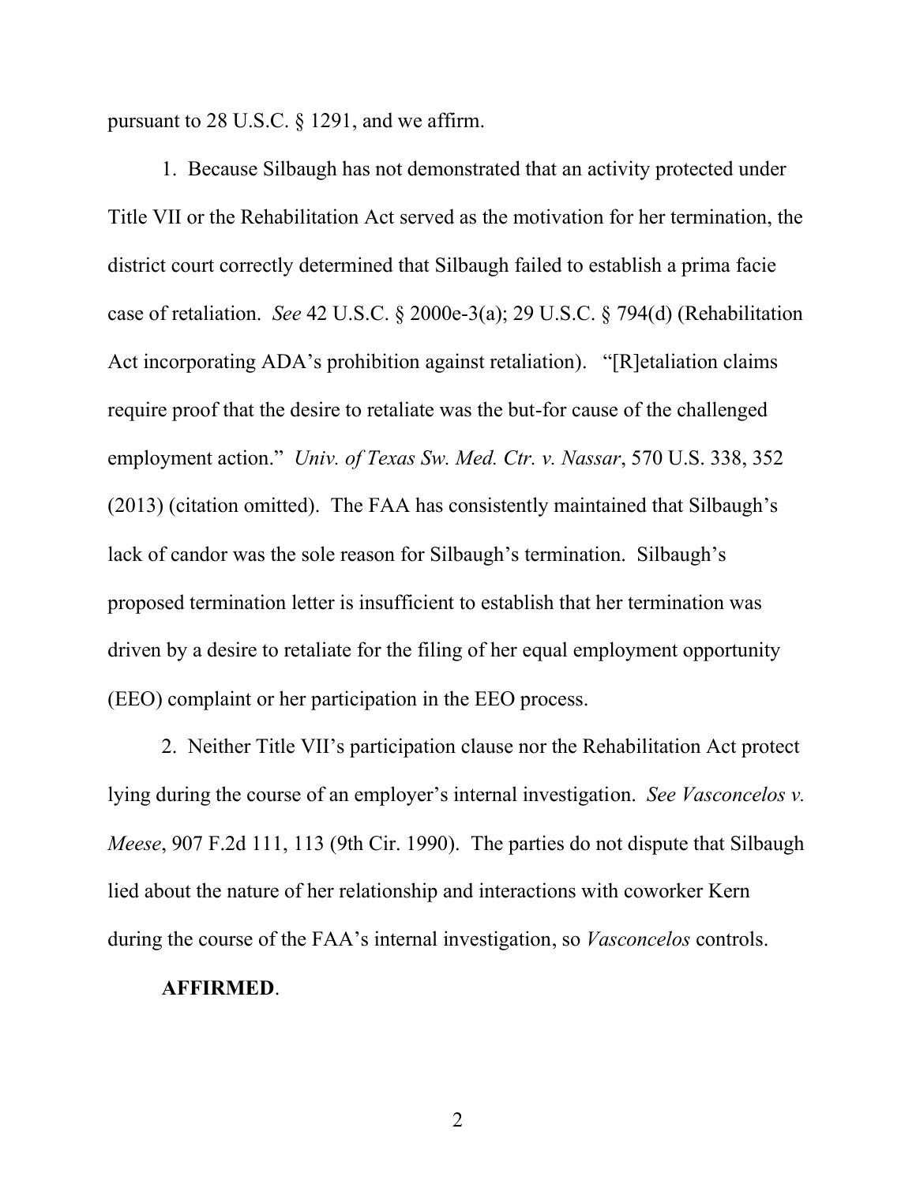pursuant to 28 U.S.C. § 1291, and we affirm.

1. Because Silbaugh has not demonstrated that an activity protected under Title VII or the Rehabilitation Act served as the motivation for her termination, the district court correctly determined that Silbaugh failed to establish a prima facie case of retaliation. *See* 42 U.S.C. § 2000e-3(a); 29 U.S.C. § 794(d) (Rehabilitation Act incorporating ADA's prohibition against retaliation). "[R]etaliation claims require proof that the desire to retaliate was the but-for cause of the challenged employment action." *Univ. of Texas Sw. Med. Ctr. v. Nassar*, 570 U.S. 338, 352 (2013) (citation omitted). The FAA has consistently maintained that Silbaugh's lack of candor was the sole reason for Silbaugh's termination. Silbaugh's proposed termination letter is insufficient to establish that her termination was driven by a desire to retaliate for the filing of her equal employment opportunity (EEO) complaint or her participation in the EEO process.

2. Neither Title VII's participation clause nor the Rehabilitation Act protect lying during the course of an employer's internal investigation. *See Vasconcelos v. Meese*, 907 F.2d 111, 113 (9th Cir. 1990). The parties do not dispute that Silbaugh lied about the nature of her relationship and interactions with coworker Kern during the course of the FAA's internal investigation, so *Vasconcelos* controls.

**AFFIRMED**.